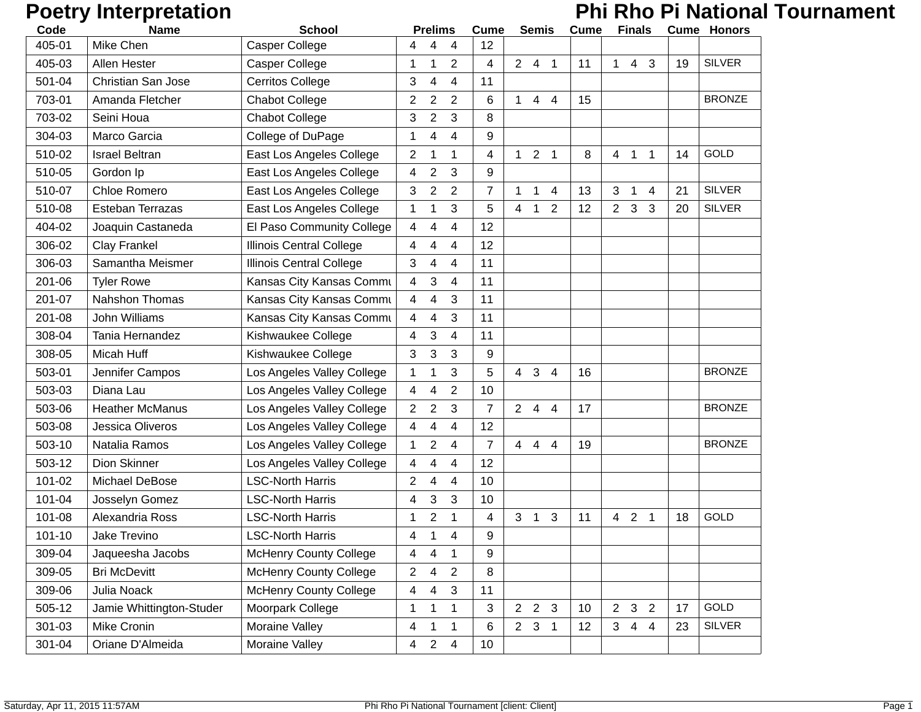# Poetry Interpretation

# Phi Rho Pi National Tournament

| Code | Name | School | Prelims | Cume | Semis | Cume | Finals | Cume | Honors |
|---|---|---|---|---|---|---|---|---|---|
| 405-01 | Mike Chen | Casper College | 4 4 4 | 12 | | | | | |
| 405-03 | Allen Hester | Casper College | 1 1 2 | 4 | 2 4 1 | 11 | 1 4 3 | 19 | SILVER |
| 501-04 | Christian San Jose | Cerritos College | 3 4 4 | 11 | | | | | |
| 703-01 | Amanda Fletcher | Chabot College | 2 2 2 | 6 | 1 4 4 | 15 | | | BRONZE |
| 703-02 | Seini Houa | Chabot College | 3 2 3 | 8 | | | | | |
| 304-03 | Marco Garcia | College of DuPage | 1 4 4 | 9 | | | | | |
| 510-02 | Israel Beltran | East Los Angeles College | 2 1 1 | 4 | 1 2 1 | 8 | 4 1 1 | 14 | GOLD |
| 510-05 | Gordon Ip | East Los Angeles College | 4 2 3 | 9 | | | | | |
| 510-07 | Chloe Romero | East Los Angeles College | 3 2 2 | 7 | 1 1 4 | 13 | 3 1 4 | 21 | SILVER |
| 510-08 | Esteban Terrazas | East Los Angeles College | 1 1 3 | 5 | 4 1 2 | 12 | 2 3 3 | 20 | SILVER |
| 404-02 | Joaquin Castaneda | El Paso Community College | 4 4 4 | 12 | | | | | |
| 306-02 | Clay Frankel | Illinois Central College | 4 4 4 | 12 | | | | | |
| 306-03 | Samantha Meismer | Illinois Central College | 3 4 4 | 11 | | | | | |
| 201-06 | Tyler Rowe | Kansas City Kansas Commu | 4 3 4 | 11 | | | | | |
| 201-07 | Nahshon Thomas | Kansas City Kansas Commu | 4 4 3 | 11 | | | | | |
| 201-08 | John Williams | Kansas City Kansas Commu | 4 4 3 | 11 | | | | | |
| 308-04 | Tania Hernandez | Kishwaukee College | 4 3 4 | 11 | | | | | |
| 308-05 | Micah Huff | Kishwaukee College | 3 3 3 | 9 | | | | | |
| 503-01 | Jennifer Campos | Los Angeles Valley College | 1 1 3 | 5 | 4 3 4 | 16 | | | BRONZE |
| 503-03 | Diana Lau | Los Angeles Valley College | 4 4 2 | 10 | | | | | |
| 503-06 | Heather McManus | Los Angeles Valley College | 2 2 3 | 7 | 2 4 4 | 17 | | | BRONZE |
| 503-08 | Jessica Oliveros | Los Angeles Valley College | 4 4 4 | 12 | | | | | |
| 503-10 | Natalia Ramos | Los Angeles Valley College | 1 2 4 | 7 | 4 4 4 | 19 | | | BRONZE |
| 503-12 | Dion Skinner | Los Angeles Valley College | 4 4 4 | 12 | | | | | |
| 101-02 | Michael DeBose | LSC-North Harris | 2 4 4 | 10 | | | | | |
| 101-04 | Josselyn Gomez | LSC-North Harris | 4 3 3 | 10 | | | | | |
| 101-08 | Alexandria Ross | LSC-North Harris | 1 2 1 | 4 | 3 1 3 | 11 | 4 2 1 | 18 | GOLD |
| 101-10 | Jake Trevino | LSC-North Harris | 4 1 4 | 9 | | | | | |
| 309-04 | Jaqueesha Jacobs | McHenry County College | 4 4 1 | 9 | | | | | |
| 309-05 | Bri McDevitt | McHenry County College | 2 4 2 | 8 | | | | | |
| 309-06 | Julia Noack | McHenry County College | 4 4 3 | 11 | | | | | |
| 505-12 | Jamie Whittington-Studer | Moorpark College | 1 1 1 | 3 | 2 2 3 | 10 | 2 3 2 | 17 | GOLD |
| 301-03 | Mike Cronin | Moraine Valley | 4 1 1 | 6 | 2 3 1 | 12 | 3 4 4 | 23 | SILVER |
| 301-04 | Oriane D'Almeida | Moraine Valley | 4 2 4 | 10 | | | | | |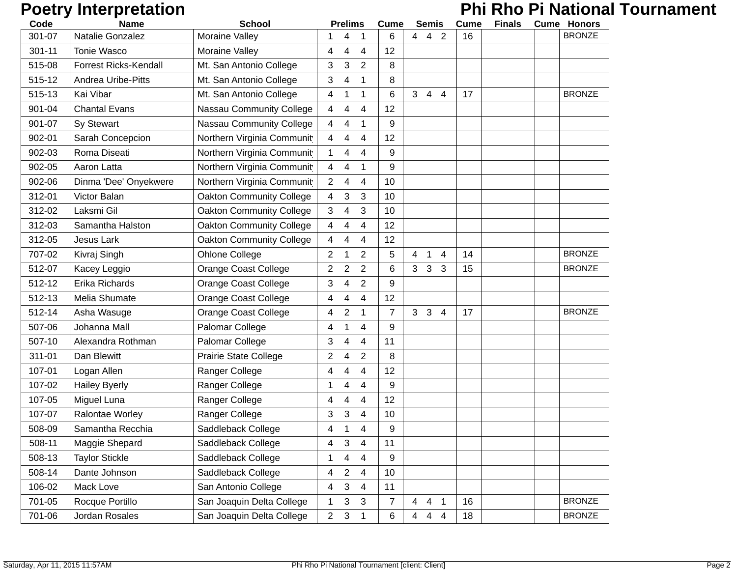# Poetry Interpretation

## Phi Rho Pi National Tournament

| Code | Name | School | Prelims | | | Cume | Semis | | | Cume | Finals | Cume | Honors |
|---|---|---|---|---|---|---|---|---|---|---|---|---|---|
| 301-07 | Natalie Gonzalez | Moraine Valley | 1 | 4 | 1 | 6 | 4 | 4 | 2 | 16 | | | BRONZE |
| 301-11 | Tonie Wasco | Moraine Valley | 4 | 4 | 4 | 12 | | | | | | | |
| 515-08 | Forrest Ricks-Kendall | Mt. San Antonio College | 3 | 3 | 2 | 8 | | | | | | | |
| 515-12 | Andrea Uribe-Pitts | Mt. San Antonio College | 3 | 4 | 1 | 8 | | | | | | | |
| 515-13 | Kai Vibar | Mt. San Antonio College | 4 | 1 | 1 | 6 | 3 | 4 | 4 | 17 | | | BRONZE |
| 901-04 | Chantal Evans | Nassau Community College | 4 | 4 | 4 | 12 | | | | | | | |
| 901-07 | Sy Stewart | Nassau Community College | 4 | 4 | 1 | 9 | | | | | | | |
| 902-01 | Sarah Concepcion | Northern Virginia Communit | 4 | 4 | 4 | 12 | | | | | | | |
| 902-03 | Roma Diseati | Northern Virginia Communit | 1 | 4 | 4 | 9 | | | | | | | |
| 902-05 | Aaron Latta | Northern Virginia Communit | 4 | 4 | 1 | 9 | | | | | | | |
| 902-06 | Dinma 'Dee' Onyekwere | Northern Virginia Communit | 2 | 4 | 4 | 10 | | | | | | | |
| 312-01 | Victor Balan | Oakton Community College | 4 | 3 | 3 | 10 | | | | | | | |
| 312-02 | Laksmi Gil | Oakton Community College | 3 | 4 | 3 | 10 | | | | | | | |
| 312-03 | Samantha Halston | Oakton Community College | 4 | 4 | 4 | 12 | | | | | | | |
| 312-05 | Jesus Lark | Oakton Community College | 4 | 4 | 4 | 12 | | | | | | | |
| 707-02 | Kivraj Singh | Ohlone College | 2 | 1 | 2 | 5 | 4 | 1 | 4 | 14 | | | BRONZE |
| 512-07 | Kacey Leggio | Orange Coast College | 2 | 2 | 2 | 6 | 3 | 3 | 3 | 15 | | | BRONZE |
| 512-12 | Erika Richards | Orange Coast College | 3 | 4 | 2 | 9 | | | | | | | |
| 512-13 | Melia Shumate | Orange Coast College | 4 | 4 | 4 | 12 | | | | | | | |
| 512-14 | Asha Wasuge | Orange Coast College | 4 | 2 | 1 | 7 | 3 | 3 | 4 | 17 | | | BRONZE |
| 507-06 | Johanna Mall | Palomar College | 4 | 1 | 4 | 9 | | | | | | | |
| 507-10 | Alexandra Rothman | Palomar College | 3 | 4 | 4 | 11 | | | | | | | |
| 311-01 | Dan Blewitt | Prairie State College | 2 | 4 | 2 | 8 | | | | | | | |
| 107-01 | Logan Allen | Ranger College | 4 | 4 | 4 | 12 | | | | | | | |
| 107-02 | Hailey Byerly | Ranger College | 1 | 4 | 4 | 9 | | | | | | | |
| 107-05 | Miguel Luna | Ranger College | 4 | 4 | 4 | 12 | | | | | | | |
| 107-07 | Ralontae Worley | Ranger College | 3 | 3 | 4 | 10 | | | | | | | |
| 508-09 | Samantha Recchia | Saddleback College | 4 | 1 | 4 | 9 | | | | | | | |
| 508-11 | Maggie Shepard | Saddleback College | 4 | 3 | 4 | 11 | | | | | | | |
| 508-13 | Taylor Stickle | Saddleback College | 1 | 4 | 4 | 9 | | | | | | | |
| 508-14 | Dante Johnson | Saddleback College | 4 | 2 | 4 | 10 | | | | | | | |
| 106-02 | Mack Love | San Antonio College | 4 | 3 | 4 | 11 | | | | | | | |
| 701-05 | Rocque Portillo | San Joaquin Delta College | 1 | 3 | 3 | 7 | 4 | 4 | 1 | 16 | | | BRONZE |
| 701-06 | Jordan Rosales | San Joaquin Delta College | 2 | 3 | 1 | 6 | 4 | 4 | 4 | 18 | | | BRONZE |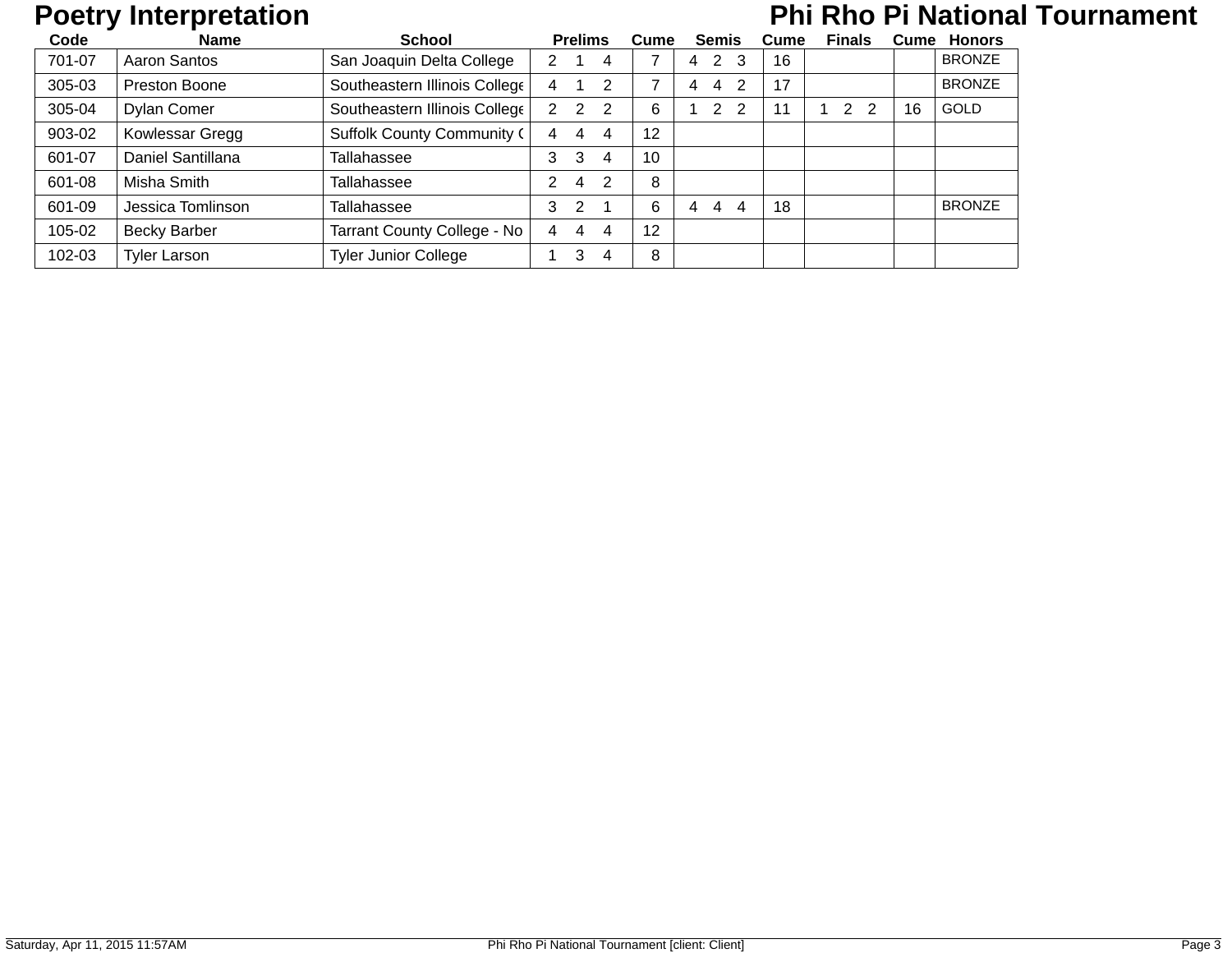# Poetry Interpretation

## Phi Rho Pi National Tournament

| Code | Name | School | Prelims | Cume | Semis | Cume | Finals | Cume | Honors |
|---|---|---|---|---|---|---|---|---|---|
| 701-07 | Aaron Santos | San Joaquin Delta College | 2 1 4 | 7 | 4 2 3 | 16 | | | BRONZE |
| 305-03 | Preston Boone | Southeastern Illinois College | 4 1 2 | 7 | 4 4 2 | 17 | | | BRONZE |
| 305-04 | Dylan Comer | Southeastern Illinois College | 2 2 2 | 6 | 1 2 2 | 11 | 1 2 2 | 16 | GOLD |
| 903-02 | Kowlessar Gregg | Suffolk County Community C | 4 4 4 | 12 | | | | | |
| 601-07 | Daniel Santillana | Tallahassee | 3 3 4 | 10 | | | | | |
| 601-08 | Misha Smith | Tallahassee | 2 4 2 | 8 | | | | | |
| 601-09 | Jessica Tomlinson | Tallahassee | 3 2 1 | 6 | 4 4 4 | 18 | | | BRONZE |
| 105-02 | Becky Barber | Tarrant County College - No | 4 4 4 | 12 | | | | | |
| 102-03 | Tyler Larson | Tyler Junior College | 1 3 4 | 8 | | | | | |